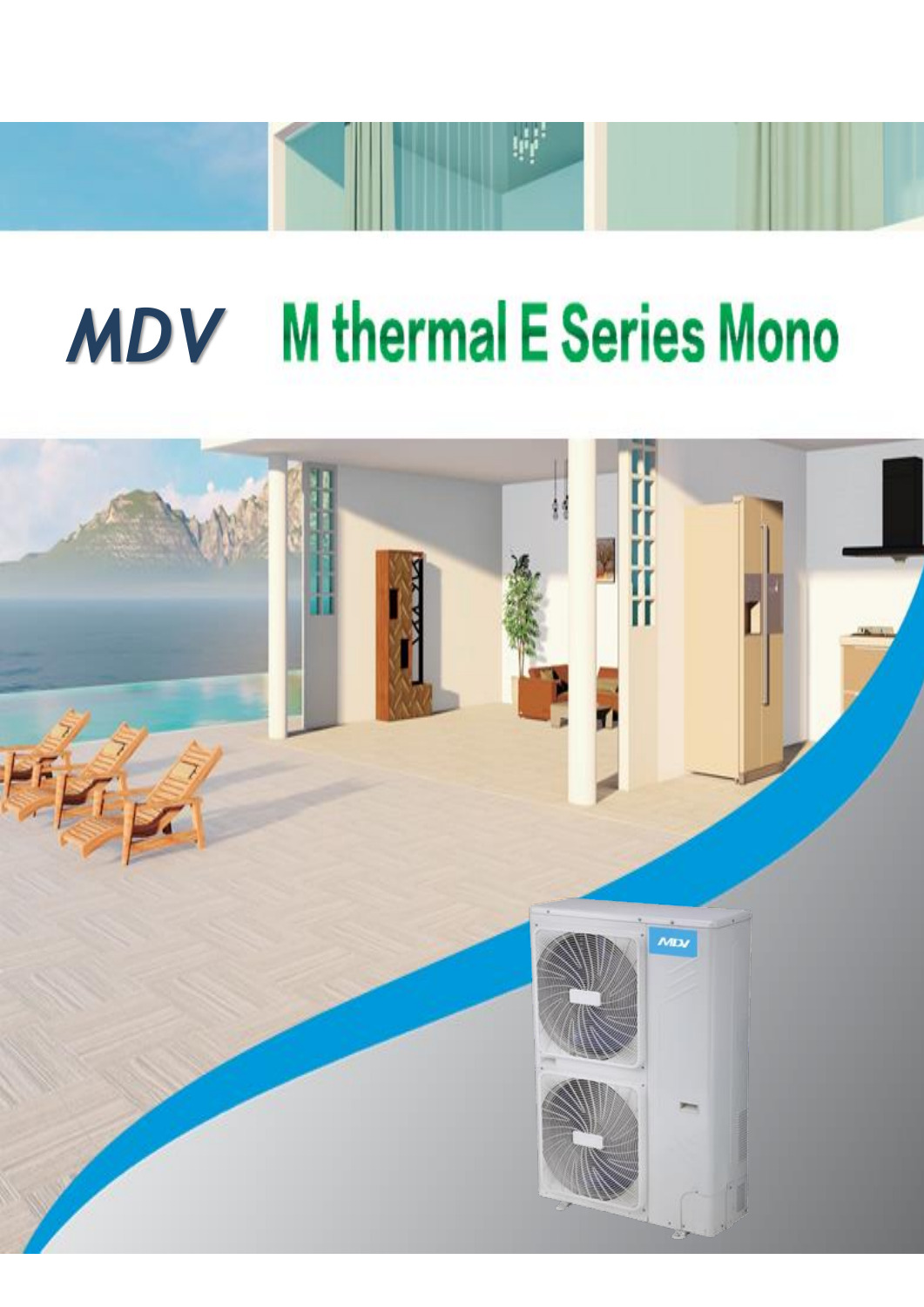# MDV M thermal E Series Mono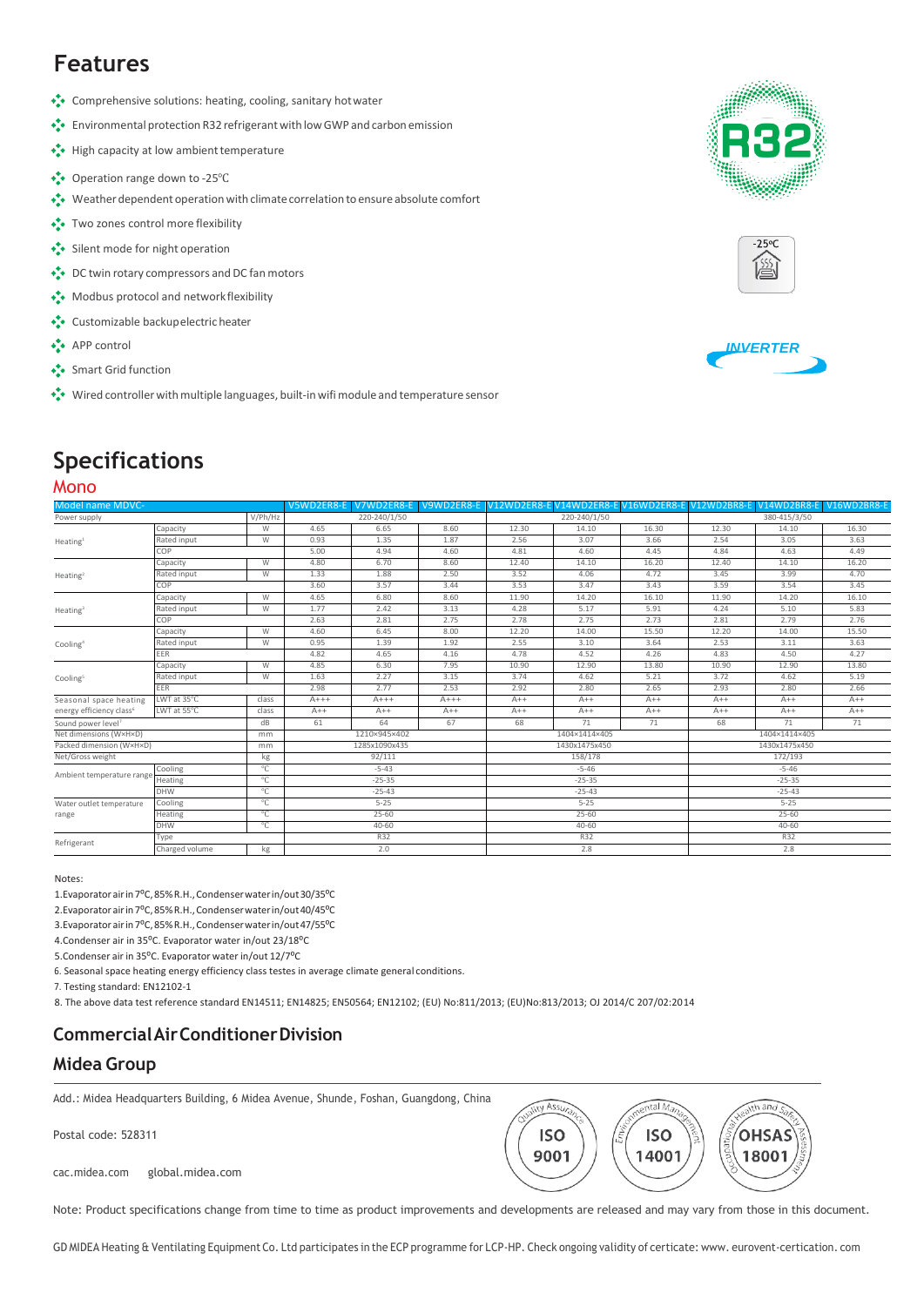# Features

- Comprehensive solutions: heating, cooling, sanitary hot water
- Environmental protection R32 refrigerant with low GWP and carbon emission
- High capacity at low ambient temperature
- Operation range down to -25℃
- Weather dependent operation with climate correlation to ensure absolute comfort
- Two zones control more flexibility
- Silent mode for night operation
- DC twin rotary compressors and DC fan motors
- Modbus protocol and network flexibility
- Customizable backup electric heater
- APP control
- Smart Grid function
- Wired controller with multiple languages, built-in wifi module and temperature sensor

R32

-25ºC

INVERTER

# Specifications

## Mono

| Model name MDVC- | | | V5WD2ER8-E | V7WD2ER8-E | V9WD2ER8-E | V12WD2ER8-E | V14WD2ER8-E | V16WD2ER8-E | V12WD2BR8-E | V14WD2BR8-E | V16WD2BR8-E |
|---|---|---|---|---|---|---|---|---|---|---|---|
| Power supply | | V/Ph/Hz | 220-240/1/50 | | | 220-240/1/50 | | | 380-415/3/50 | | |
| Heating[1] | Capacity | W | 4.65 | 6.65 | 8.60 | 12.30 | 14.10 | 16.30 | 12.30 | 14.10 | 16.30 |
| | Rated input | W | 0.93 | 1.35 | 1.87 | 2.56 | 3.07 | 3.66 | 2.54 | 3.05 | 3.63 |
| | COP | | 5.00 | 4.94 | 4.60 | 4.81 | 4.60 | 4.45 | 4.84 | 4.63 | 4.49 |
| Heating[2] | Capacity | W | 4.80 | 6.70 | 8.60 | 12.40 | 14.10 | 16.20 | 12.40 | 14.10 | 16.20 |
| | Rated input | W | 1.33 | 1.88 | 2.50 | 3.52 | 4.06 | 4.72 | 3.45 | 3.99 | 4.70 |
| | COP | | 3.60 | 3.57 | 3.44 | 3.53 | 3.47 | 3.43 | 3.59 | 3.54 | 3.45 |
| Heating[3] | Capacity | W | 4.65 | 6.80 | 8.60 | 11.90 | 14.20 | 16.10 | 11.90 | 14.20 | 16.10 |
| | Rated input | W | 1.77 | 2.42 | 3.13 | 4.28 | 5.17 | 5.91 | 4.24 | 5.10 | 5.83 |
| | COP | | 2.63 | 2.81 | 2.75 | 2.78 | 2.75 | 2.73 | 2.81 | 2.79 | 2.76 |
| Cooling[4] | Capacity | W | 4.60 | 6.45 | 8.00 | 12.20 | 14.00 | 15.50 | 12.20 | 14.00 | 15.50 |
| | Rated input | W | 0.95 | 1.39 | 1.92 | 2.55 | 3.10 | 3.64 | 2.53 | 3.11 | 3.63 |
| | EER | | 4.82 | 4.65 | 4.16 | 4.78 | 4.52 | 4.26 | 4.83 | 4.50 | 4.27 |
| Cooling[5] | Capacity | W | 4.85 | 6.30 | 7.95 | 10.90 | 12.90 | 13.80 | 10.90 | 12.90 | 13.80 |
| | Rated input | W | 1.63 | 2.27 | 3.15 | 3.74 | 4.62 | 5.21 | 3.72 | 4.62 | 5.19 |
| | EER | | 2.98 | 2.77 | 2.53 | 2.92 | 2.80 | 2.65 | 2.93 | 2.80 | 2.66 |
| Seasonal space heating energy efficiency class[6] | LWT at 35℃ | class | A+++ | A+++ | A+++ | A++ | A++ | A++ | A++ | A++ | A++ |
| | LWT at 55℃ | class | A++ | A++ | A++ | A++ | A++ | A++ | A++ | A++ | A++ |
| Sound power level[7] | | dB | 61 | 64 | 67 | 68 | 71 | 71 | 68 | 71 | 71 |
| Net dimensions (W×H×D) | | mm | 1210×945×402 | | | 1404×1414×405 | | | 1404×1414×405 | | |
| Packed dimension (W×H×D) | | mm | 1285x1090x435 | | | 1430x1475x450 | | | 1430x1475x450 | | |
| Net/Gross weight | | kg | 92/111 | | | 158/178 | | | 172/193 | | |
| Ambient temperature range | Cooling | ℃ | -5-43 | | | -5-46 | | | -5-46 | | |
| | Heating | ℃ | -25-35 | | | -25-35 | | | -25-35 | | |
| | DHW | ℃ | -25-43 | | | -25-43 | | | -25-43 | | |
| Water outlet temperature range | Cooling | ℃ | 5-25 | | | 5-25 | | | 5-25 | | |
| | Heating | ℃ | 25-60 | | | 25-60 | | | 25-60 | | |
| | DHW | ℃ | 40-60 | | | 40-60 | | | 40-60 | | |
| Refrigerant | Type | | R32 | | | R32 | | | R32 | | |
| | Charged volume | kg | 2.0 | | | 2.8 | | | 2.8 | | |

Notes:

1. Evaporator air in 7ºC, 85% R.H., Condenser water in/out 30/35ºC
2. Evaporator air in 7ºC, 85% R.H., Condenser water in/out 40/45ºC
3. Evaporator air in 7ºC, 85% R.H., Condenser water in/out 47/55ºC
4. Condenser air in 35ºC. Evaporator water in/out 23/18ºC
5. Condenser air in 35ºC. Evaporator water in/out 12/7ºC
6. Seasonal space heating energy efficiency class testes in average climate general conditions.
7. Testing standard: EN12102-1
8. The above data test reference standard EN14511; EN14825; EN50564; EN12102; (EU) No:811/2013; (EU)No:813/2013; OJ 2014/C 207/02:2014

## Commercial Air Conditioner Division

## Midea Group

Add.: Midea Headquarters Building, 6 Midea Avenue, Shunde, Foshan, Guangdong, China

Postal code: 528311

cac.midea.com global.midea.com

Quality Assurance ISO 9001 | Environmental Management ISO 14001 | Occupational Health and Safety Assessment OHSAS 18001

Note: Product specifications change from time to time as product improvements and developments are released and may vary from those in this document.

GD MIDEA Heating & Ventilating Equipment Co. Ltd participates in the ECP programme for LCP-HP. Check ongoing validity of certicate: www. eurovent-certication. com